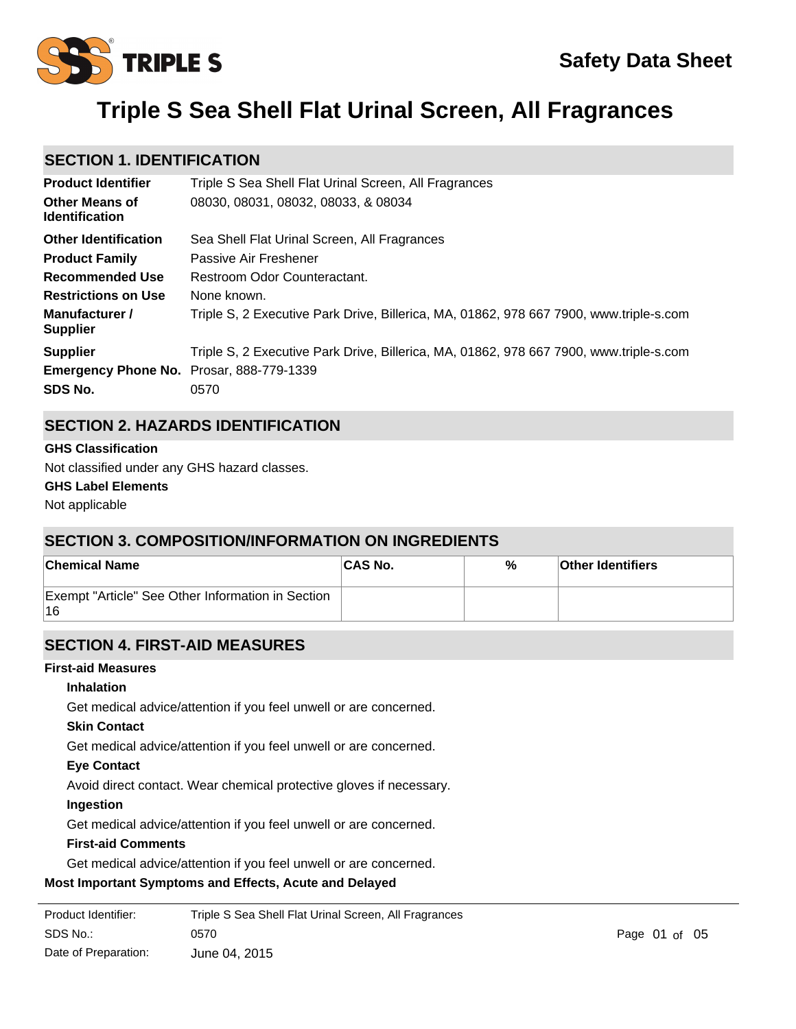Safety Data Sheet

# Triple S Sea Shell Flat Urinal Screen, All Fragrances

## SECTION 1. IDENTIFICATION

| | |
|---|---|
| **Product Identifier** | Triple S Sea Shell Flat Urinal Screen, All Fragrances |
| **Other Means of Identification** | 08030, 08031, 08032, 08033, & 08034 |
| **Other Identification** | Sea Shell Flat Urinal Screen, All Fragrances |
| **Product Family** | Passive Air Freshener |
| **Recommended Use** | Restroom Odor Counteractant. |
| **Restrictions on Use** | None known. |
| **Manufacturer / Supplier** | Triple S, 2 Executive Park Drive, Billerica, MA, 01862, 978 667 7900, www.triple-s.com |
| **Supplier** | Triple S, 2 Executive Park Drive, Billerica, MA, 01862, 978 667 7900, www.triple-s.com |
| **Emergency Phone No.** | Prosar, 888-779-1339 |
| **SDS No.** | 0570 |

## SECTION 2. HAZARDS IDENTIFICATION

**GHS Classification**

Not classified under any GHS hazard classes.

**GHS Label Elements**

Not applicable

## SECTION 3. COMPOSITION/INFORMATION ON INGREDIENTS

| Chemical Name | CAS No. | % | Other Identifiers |
|---|---|---|---|
| Exempt "Article" See Other Information in Section 16 | | | |

## SECTION 4. FIRST-AID MEASURES

**First-aid Measures**

**Inhalation**

Get medical advice/attention if you feel unwell or are concerned.

**Skin Contact**

Get medical advice/attention if you feel unwell or are concerned.

**Eye Contact**

Avoid direct contact. Wear chemical protective gloves if necessary.

**Ingestion**

Get medical advice/attention if you feel unwell or are concerned.

**First-aid Comments**

Get medical advice/attention if you feel unwell or are concerned.

**Most Important Symptoms and Effects, Acute and Delayed**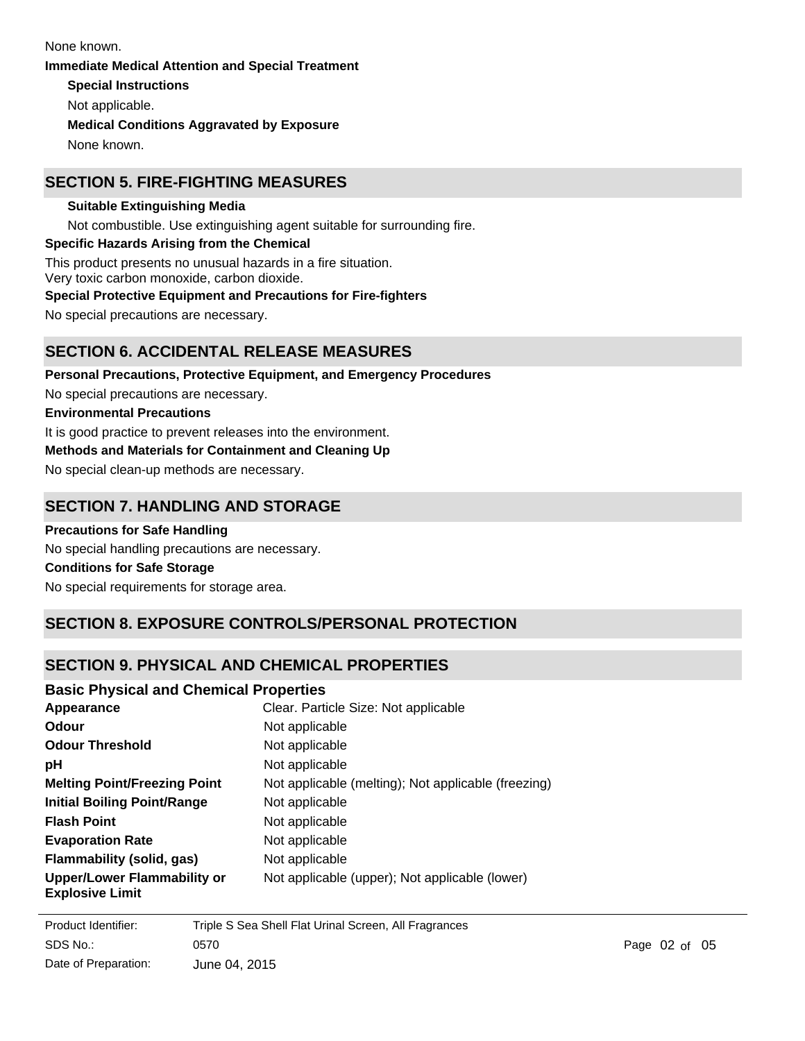None known.

**Immediate Medical Attention and Special Treatment**

**Special Instructions**

Not applicable.

**Medical Conditions Aggravated by Exposure**

None known.

## SECTION 5. FIRE-FIGHTING MEASURES

**Suitable Extinguishing Media**

Not combustible. Use extinguishing agent suitable for surrounding fire.

**Specific Hazards Arising from the Chemical**

This product presents no unusual hazards in a fire situation.
Very toxic carbon monoxide, carbon dioxide.

**Special Protective Equipment and Precautions for Fire-fighters**

No special precautions are necessary.

## SECTION 6. ACCIDENTAL RELEASE MEASURES

**Personal Precautions, Protective Equipment, and Emergency Procedures**

No special precautions are necessary.

**Environmental Precautions**

It is good practice to prevent releases into the environment.

**Methods and Materials for Containment and Cleaning Up**

No special clean-up methods are necessary.

## SECTION 7. HANDLING AND STORAGE

**Precautions for Safe Handling**

No special handling precautions are necessary.

**Conditions for Safe Storage**

No special requirements for storage area.

## SECTION 8. EXPOSURE CONTROLS/PERSONAL PROTECTION

## SECTION 9. PHYSICAL AND CHEMICAL PROPERTIES

### Basic Physical and Chemical Properties

| | |
|---|---|
| **Appearance** | Clear. Particle Size: Not applicable |
| **Odour** | Not applicable |
| **Odour Threshold** | Not applicable |
| **pH** | Not applicable |
| **Melting Point/Freezing Point** | Not applicable (melting); Not applicable (freezing) |
| **Initial Boiling Point/Range** | Not applicable |
| **Flash Point** | Not applicable |
| **Evaporation Rate** | Not applicable |
| **Flammability (solid, gas)** | Not applicable |
| **Upper/Lower Flammability or Explosive Limit** | Not applicable (upper); Not applicable (lower) |

| | |
|---|---|
| Product Identifier: | Triple S Sea Shell Flat Urinal Screen, All Fragrances |
| SDS No.: | 0570 |
| Date of Preparation: | June 04, 2015 |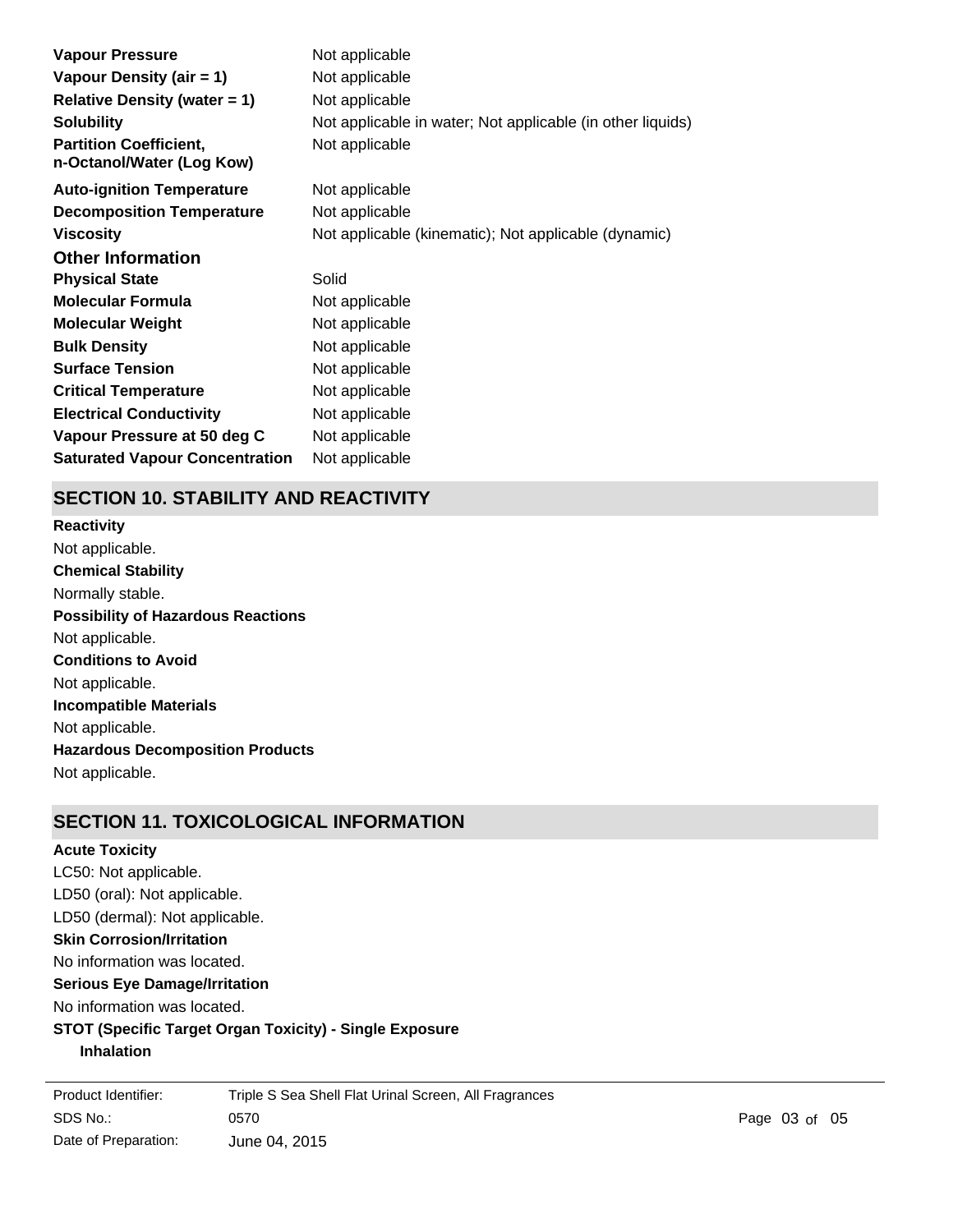| | |
|---|---|
| **Vapour Pressure** | Not applicable |
| **Vapour Density (air = 1)** | Not applicable |
| **Relative Density (water = 1)** | Not applicable |
| **Solubility** | Not applicable in water; Not applicable (in other liquids) |
| **Partition Coefficient, n-Octanol/Water (Log Kow)** | Not applicable |
| **Auto-ignition Temperature** | Not applicable |
| **Decomposition Temperature** | Not applicable |
| **Viscosity** | Not applicable (kinematic); Not applicable (dynamic) |

### Other Information

| | |
|---|---|
| **Physical State** | Solid |
| **Molecular Formula** | Not applicable |
| **Molecular Weight** | Not applicable |
| **Bulk Density** | Not applicable |
| **Surface Tension** | Not applicable |
| **Critical Temperature** | Not applicable |
| **Electrical Conductivity** | Not applicable |
| **Vapour Pressure at 50 deg C** | Not applicable |
| **Saturated Vapour Concentration** | Not applicable |

## SECTION 10. STABILITY AND REACTIVITY

**Reactivity**

Not applicable.

**Chemical Stability**

Normally stable.

**Possibility of Hazardous Reactions**

Not applicable.

**Conditions to Avoid**

Not applicable.

**Incompatible Materials**

Not applicable.

**Hazardous Decomposition Products**

Not applicable.

## SECTION 11. TOXICOLOGICAL INFORMATION

**Acute Toxicity**

LC50: Not applicable.

LD50 (oral): Not applicable.

LD50 (dermal): Not applicable.

**Skin Corrosion/Irritation**

No information was located.

**Serious Eye Damage/Irritation**

No information was located.

**STOT (Specific Target Organ Toxicity) - Single Exposure**

**Inhalation**

| | |
|---|---|
| Product Identifier: | Triple S Sea Shell Flat Urinal Screen, All Fragrances |
| SDS No.: | 0570 |
| Date of Preparation: | June 04, 2015 |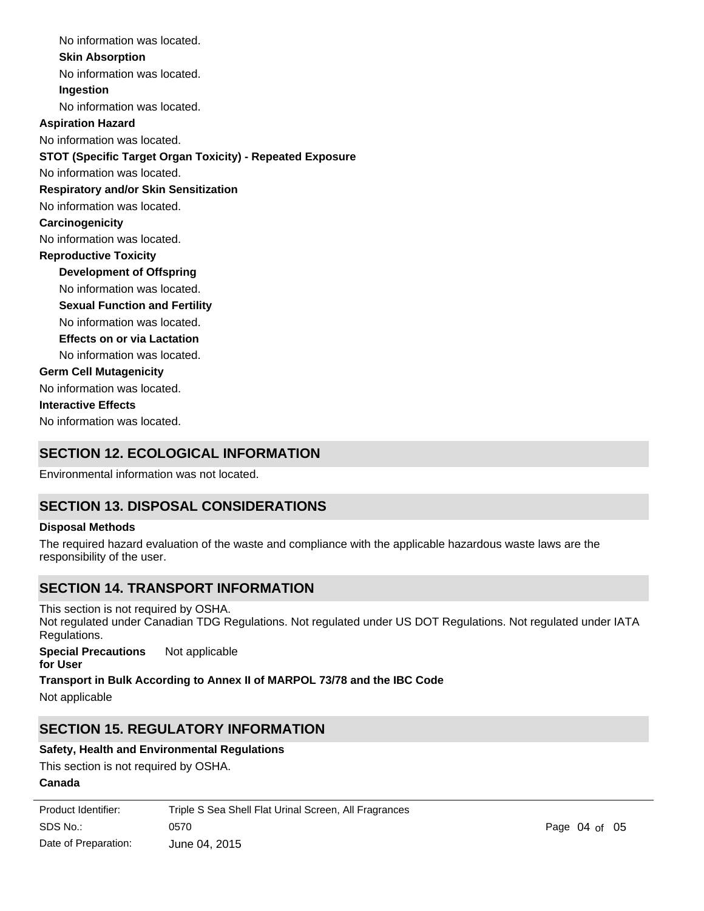No information was located.

**Skin Absorption**

No information was located.

**Ingestion**

No information was located.

**Aspiration Hazard**

No information was located.

**STOT (Specific Target Organ Toxicity) - Repeated Exposure**

No information was located.

**Respiratory and/or Skin Sensitization**

No information was located.

**Carcinogenicity**

No information was located.

**Reproductive Toxicity**

**Development of Offspring**

No information was located.

**Sexual Function and Fertility**

No information was located.

**Effects on or via Lactation**

No information was located.

**Germ Cell Mutagenicity**

No information was located.

**Interactive Effects**

No information was located.

## SECTION 12. ECOLOGICAL INFORMATION

Environmental information was not located.

## SECTION 13. DISPOSAL CONSIDERATIONS

**Disposal Methods**

The required hazard evaluation of the waste and compliance with the applicable hazardous waste laws are the responsibility of the user.

## SECTION 14. TRANSPORT INFORMATION

This section is not required by OSHA.
Not regulated under Canadian TDG Regulations. Not regulated under US DOT Regulations. Not regulated under IATA Regulations.

**Special Precautions for User** Not applicable

**Transport in Bulk According to Annex II of MARPOL 73/78 and the IBC Code**

Not applicable

## SECTION 15. REGULATORY INFORMATION

**Safety, Health and Environmental Regulations**

This section is not required by OSHA.

**Canada**

| Product Identifier: | Triple S Sea Shell Flat Urinal Screen, All Fragrances |
|---|---|
| SDS No.: | 0570 |
| Date of Preparation: | June 04, 2015 |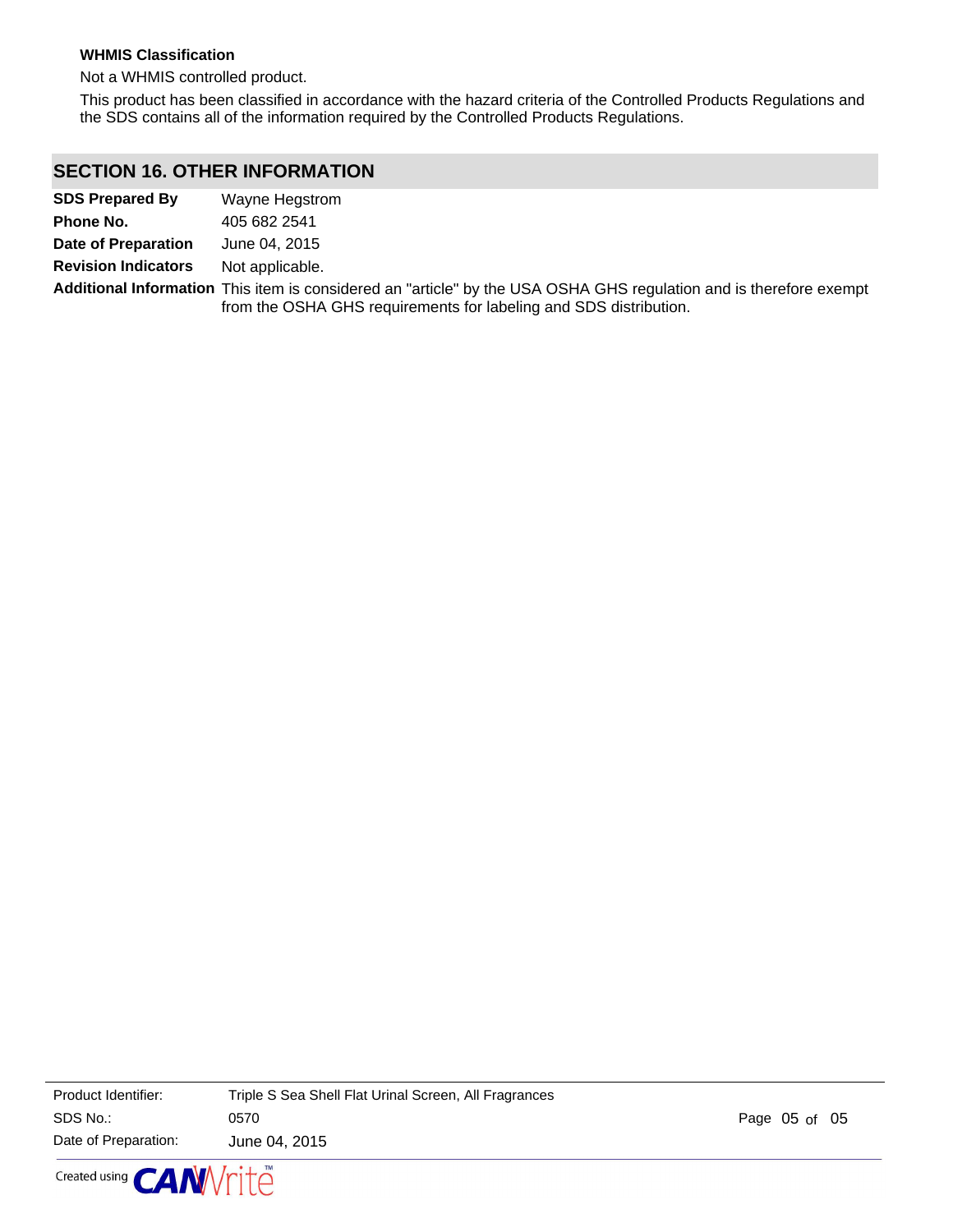**WHMIS Classification**

Not a WHMIS controlled product.

This product has been classified in accordance with the hazard criteria of the Controlled Products Regulations and the SDS contains all of the information required by the Controlled Products Regulations.

## SECTION 16. OTHER INFORMATION

| | |
|---|---|
| **SDS Prepared By** | Wayne Hegstrom |
| **Phone No.** | 405 682 2541 |
| **Date of Preparation** | June 04, 2015 |
| **Revision Indicators** | Not applicable. |
| **Additional Information** | This item is considered an "article" by the USA OSHA GHS regulation and is therefore exempt from the OSHA GHS requirements for labeling and SDS distribution. |